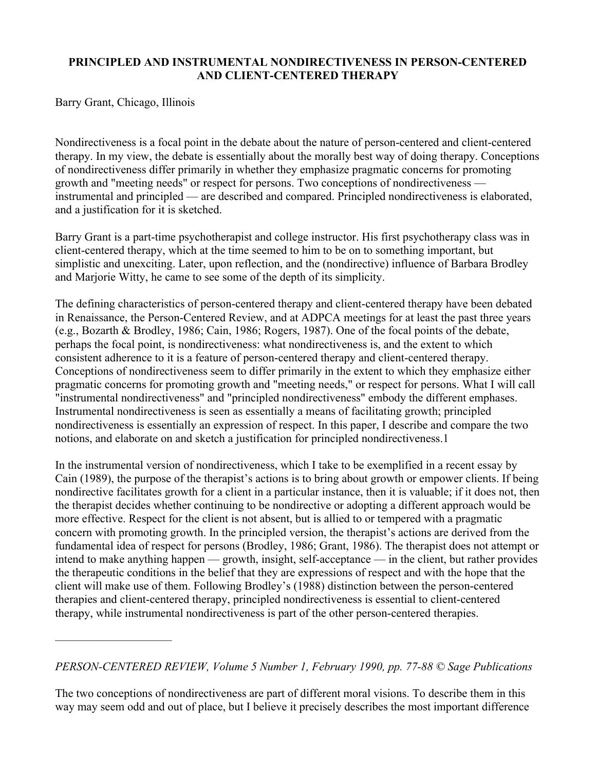# PRINCIPLED AND INSTRUMENTAL NONDIRECTIVENESS IN PERSON-CENTERED AND CLIENT-CENTERED THERAPY

Barry Grant, Chicago, Illinois

Nondirectiveness is a focal point in the debate about the nature of person-centered and client-centered therapy. In my view, the debate is essentially about the morally best way of doing therapy. Conceptions of nondirectiveness differ primarily in whether they emphasize pragmatic concerns for promoting growth and "meeting needs" or respect for persons. Two conceptions of nondirectiveness — instrumental and principled — are described and compared. Principled nondirectiveness is elaborated, and a justification for it is sketched.

Barry Grant is a part-time psychotherapist and college instructor. His first psychotherapy class was in client-centered therapy, which at the time seemed to him to be on to something important, but simplistic and unexciting. Later, upon reflection, and the (nondirective) influence of Barbara Brodley and Marjorie Witty, he came to see some of the depth of its simplicity.

The defining characteristics of person-centered therapy and client-centered therapy have been debated in Renaissance, the Person-Centered Review, and at ADPCA meetings for at least the past three years (e.g., Bozarth & Brodley, 1986; Cain, 1986; Rogers, 1987). One of the focal points of the debate, perhaps the focal point, is nondirectiveness: what nondirectiveness is, and the extent to which consistent adherence to it is a feature of person-centered therapy and client-centered therapy. Conceptions of nondirectiveness seem to differ primarily in the extent to which they emphasize either pragmatic concerns for promoting growth and "meeting needs," or respect for persons. What I will call "instrumental nondirectiveness" and "principled nondirectiveness" embody the different emphases. Instrumental nondirectiveness is seen as essentially a means of facilitating growth; principled nondirectiveness is essentially an expression of respect. In this paper, I describe and compare the two notions, and elaborate on and sketch a justification for principled nondirectiveness.[1]

In the instrumental version of nondirectiveness, which I take to be exemplified in a recent essay by Cain (1989), the purpose of the therapist's actions is to bring about growth or empower clients. If being nondirective facilitates growth for a client in a particular instance, then it is valuable; if it does not, then the therapist decides whether continuing to be nondirective or adopting a different approach would be more effective. Respect for the client is not absent, but is allied to or tempered with a pragmatic concern with promoting growth. In the principled version, the therapist's actions are derived from the fundamental idea of respect for persons (Brodley, 1986; Grant, 1986). The therapist does not attempt or intend to make anything happen — growth, insight, self-acceptance — in the client, but rather provides the therapeutic conditions in the belief that they are expressions of respect and with the hope that the client will make use of them. Following Brodley's (1988) distinction between the person-centered therapies and client-centered therapy, principled nondirectiveness is essential to client-centered therapy, while instrumental nondirectiveness is part of the other person-centered therapies.

---

*PERSON-CENTERED REVIEW, Volume 5 Number 1, February 1990, pp. 77-88 © Sage Publications*

The two conceptions of nondirectiveness are part of different moral visions. To describe them in this way may seem odd and out of place, but I believe it precisely describes the most important difference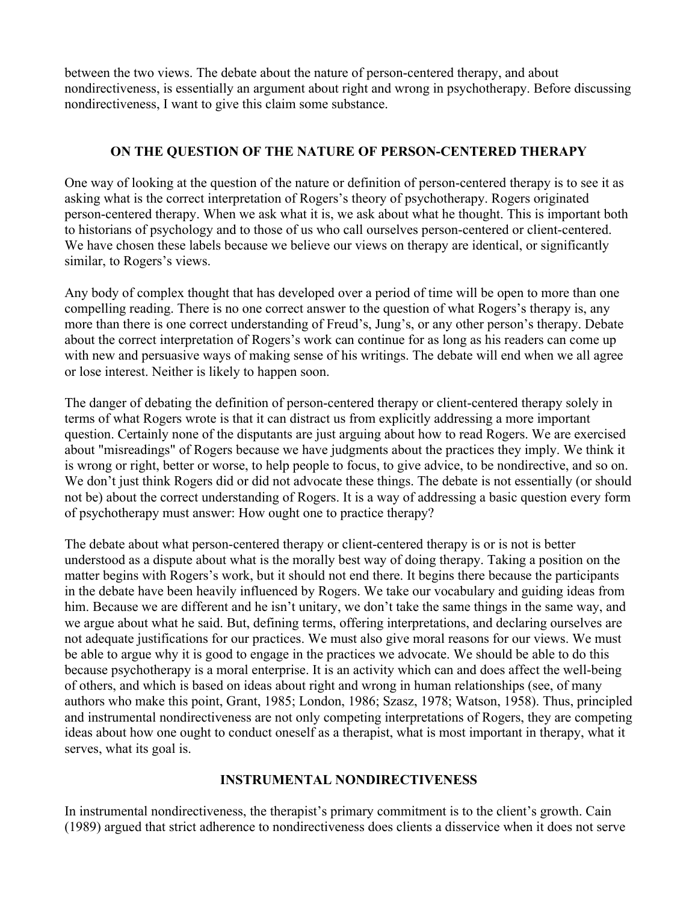between the two views. The debate about the nature of person-centered therapy, and about nondirectiveness, is essentially an argument about right and wrong in psychotherapy. Before discussing nondirectiveness, I want to give this claim some substance.

## ON THE QUESTION OF THE NATURE OF PERSON-CENTERED THERAPY

One way of looking at the question of the nature or definition of person-centered therapy is to see it as asking what is the correct interpretation of Rogers's theory of psychotherapy. Rogers originated person-centered therapy. When we ask what it is, we ask about what he thought. This is important both to historians of psychology and to those of us who call ourselves person-centered or client-centered. We have chosen these labels because we believe our views on therapy are identical, or significantly similar, to Rogers's views.

Any body of complex thought that has developed over a period of time will be open to more than one compelling reading. There is no one correct answer to the question of what Rogers's therapy is, any more than there is one correct understanding of Freud's, Jung's, or any other person's therapy. Debate about the correct interpretation of Rogers's work can continue for as long as his readers can come up with new and persuasive ways of making sense of his writings. The debate will end when we all agree or lose interest. Neither is likely to happen soon.

The danger of debating the definition of person-centered therapy or client-centered therapy solely in terms of what Rogers wrote is that it can distract us from explicitly addressing a more important question. Certainly none of the disputants are just arguing about how to read Rogers. We are exercised about "misreadings" of Rogers because we have judgments about the practices they imply. We think it is wrong or right, better or worse, to help people to focus, to give advice, to be nondirective, and so on. We don't just think Rogers did or did not advocate these things. The debate is not essentially (or should not be) about the correct understanding of Rogers. It is a way of addressing a basic question every form of psychotherapy must answer: How ought one to practice therapy?

The debate about what person-centered therapy or client-centered therapy is or is not is better understood as a dispute about what is the morally best way of doing therapy. Taking a position on the matter begins with Rogers's work, but it should not end there. It begins there because the participants in the debate have been heavily influenced by Rogers. We take our vocabulary and guiding ideas from him. Because we are different and he isn't unitary, we don't take the same things in the same way, and we argue about what he said. But, defining terms, offering interpretations, and declaring ourselves are not adequate justifications for our practices. We must also give moral reasons for our views. We must be able to argue why it is good to engage in the practices we advocate. We should be able to do this because psychotherapy is a moral enterprise. It is an activity which can and does affect the well-being of others, and which is based on ideas about right and wrong in human relationships (see, of many authors who make this point, Grant, 1985; London, 1986; Szasz, 1978; Watson, 1958). Thus, principled and instrumental nondirectiveness are not only competing interpretations of Rogers, they are competing ideas about how one ought to conduct oneself as a therapist, what is most important in therapy, what it serves, what its goal is.

## INSTRUMENTAL NONDIRECTIVENESS

In instrumental nondirectiveness, the therapist's primary commitment is to the client's growth. Cain (1989) argued that strict adherence to nondirectiveness does clients a disservice when it does not serve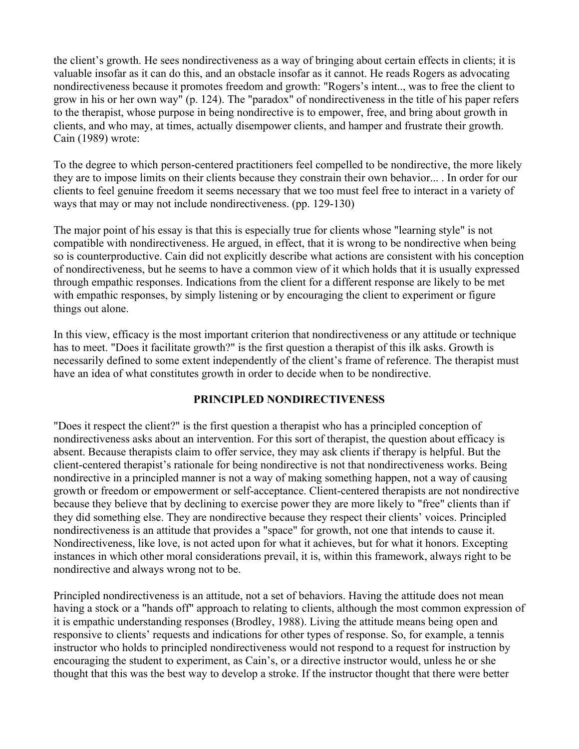the client's growth. He sees nondirectiveness as a way of bringing about certain effects in clients; it is valuable insofar as it can do this, and an obstacle insofar as it cannot. He reads Rogers as advocating nondirectiveness because it promotes freedom and growth: "Rogers's intent.., was to free the client to grow in his or her own way" (p. 124). The "paradox" of nondirectiveness in the title of his paper refers to the therapist, whose purpose in being nondirective is to empower, free, and bring about growth in clients, and who may, at times, actually disempower clients, and hamper and frustrate their growth. Cain (1989) wrote:

To the degree to which person-centered practitioners feel compelled to be nondirective, the more likely they are to impose limits on their clients because they constrain their own behavior... . In order for our clients to feel genuine freedom it seems necessary that we too must feel free to interact in a variety of ways that may or may not include nondirectiveness. (pp. 129-130)

The major point of his essay is that this is especially true for clients whose "learning style" is not compatible with nondirectiveness. He argued, in effect, that it is wrong to be nondirective when being so is counterproductive. Cain did not explicitly describe what actions are consistent with his conception of nondirectiveness, but he seems to have a common view of it which holds that it is usually expressed through empathic responses. Indications from the client for a different response are likely to be met with empathic responses, by simply listening or by encouraging the client to experiment or figure things out alone.

In this view, efficacy is the most important criterion that nondirectiveness or any attitude or technique has to meet. "Does it facilitate growth?" is the first question a therapist of this ilk asks. Growth is necessarily defined to some extent independently of the client's frame of reference. The therapist must have an idea of what constitutes growth in order to decide when to be nondirective.

## PRINCIPLED NONDIRECTIVENESS

"Does it respect the client?" is the first question a therapist who has a principled conception of nondirectiveness asks about an intervention. For this sort of therapist, the question about efficacy is absent. Because therapists claim to offer service, they may ask clients if therapy is helpful. But the client-centered therapist's rationale for being nondirective is not that nondirectiveness works. Being nondirective in a principled manner is not a way of making something happen, not a way of causing growth or freedom or empowerment or self-acceptance. Client-centered therapists are not nondirective because they believe that by declining to exercise power they are more likely to "free" clients than if they did something else. They are nondirective because they respect their clients' voices. Principled nondirectiveness is an attitude that provides a "space" for growth, not one that intends to cause it. Nondirectiveness, like love, is not acted upon for what it achieves, but for what it honors. Excepting instances in which other moral considerations prevail, it is, within this framework, always right to be nondirective and always wrong not to be.

Principled nondirectiveness is an attitude, not a set of behaviors. Having the attitude does not mean having a stock or a "hands off" approach to relating to clients, although the most common expression of it is empathic understanding responses (Brodley, 1988). Living the attitude means being open and responsive to clients' requests and indications for other types of response. So, for example, a tennis instructor who holds to principled nondirectiveness would not respond to a request for instruction by encouraging the student to experiment, as Cain's, or a directive instructor would, unless he or she thought that this was the best way to develop a stroke. If the instructor thought that there were better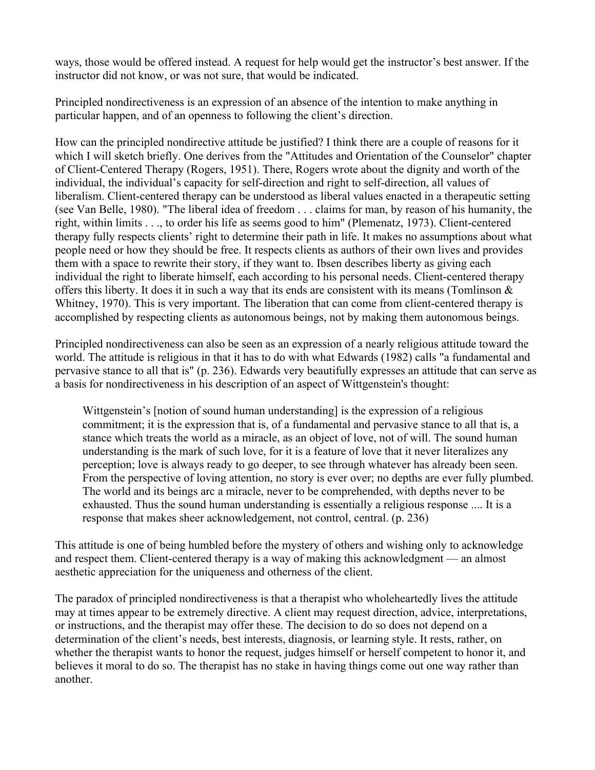ways, those would be offered instead. A request for help would get the instructor's best answer. If the instructor did not know, or was not sure, that would be indicated.

Principled nondirectiveness is an expression of an absence of the intention to make anything in particular happen, and of an openness to following the client's direction.

How can the principled nondirective attitude be justified? I think there are a couple of reasons for it which I will sketch briefly. One derives from the "Attitudes and Orientation of the Counselor" chapter of Client-Centered Therapy (Rogers, 1951). There, Rogers wrote about the dignity and worth of the individual, the individual's capacity for self-direction and right to self-direction, all values of liberalism. Client-centered therapy can be understood as liberal values enacted in a therapeutic setting (see Van Belle, 1980). "The liberal idea of freedom . . . claims for man, by reason of his humanity, the right, within limits . . ., to order his life as seems good to him" (Plemenatz, 1973). Client-centered therapy fully respects clients' right to determine their path in life. It makes no assumptions about what people need or how they should be free. It respects clients as authors of their own lives and provides them with a space to rewrite their story, if they want to. Ibsen describes liberty as giving each individual the right to liberate himself, each according to his personal needs. Client-centered therapy offers this liberty. It does it in such a way that its ends are consistent with its means (Tomlinson & Whitney, 1970). This is very important. The liberation that can come from client-centered therapy is accomplished by respecting clients as autonomous beings, not by making them autonomous beings.

Principled nondirectiveness can also be seen as an expression of a nearly religious attitude toward the world. The attitude is religious in that it has to do with what Edwards (1982) calls "a fundamental and pervasive stance to all that is" (p. 236). Edwards very beautifully expresses an attitude that can serve as a basis for nondirectiveness in his description of an aspect of Wittgenstein's thought:

> Wittgenstein's [notion of sound human understanding] is the expression of a religious commitment; it is the expression that is, of a fundamental and pervasive stance to all that is, a stance which treats the world as a miracle, as an object of love, not of will. The sound human understanding is the mark of such love, for it is a feature of love that it never literalizes any perception; love is always ready to go deeper, to see through whatever has already been seen. From the perspective of loving attention, no story is ever over; no depths are ever fully plumbed. The world and its beings arc a miracle, never to be comprehended, with depths never to be exhausted. Thus the sound human understanding is essentially a religious response .... It is a response that makes sheer acknowledgement, not control, central. (p. 236)

This attitude is one of being humbled before the mystery of others and wishing only to acknowledge and respect them. Client-centered therapy is a way of making this acknowledgment — an almost aesthetic appreciation for the uniqueness and otherness of the client.

The paradox of principled nondirectiveness is that a therapist who wholeheartedly lives the attitude may at times appear to be extremely directive. A client may request direction, advice, interpretations, or instructions, and the therapist may offer these. The decision to do so does not depend on a determination of the client's needs, best interests, diagnosis, or learning style. It rests, rather, on whether the therapist wants to honor the request, judges himself or herself competent to honor it, and believes it moral to do so. The therapist has no stake in having things come out one way rather than another.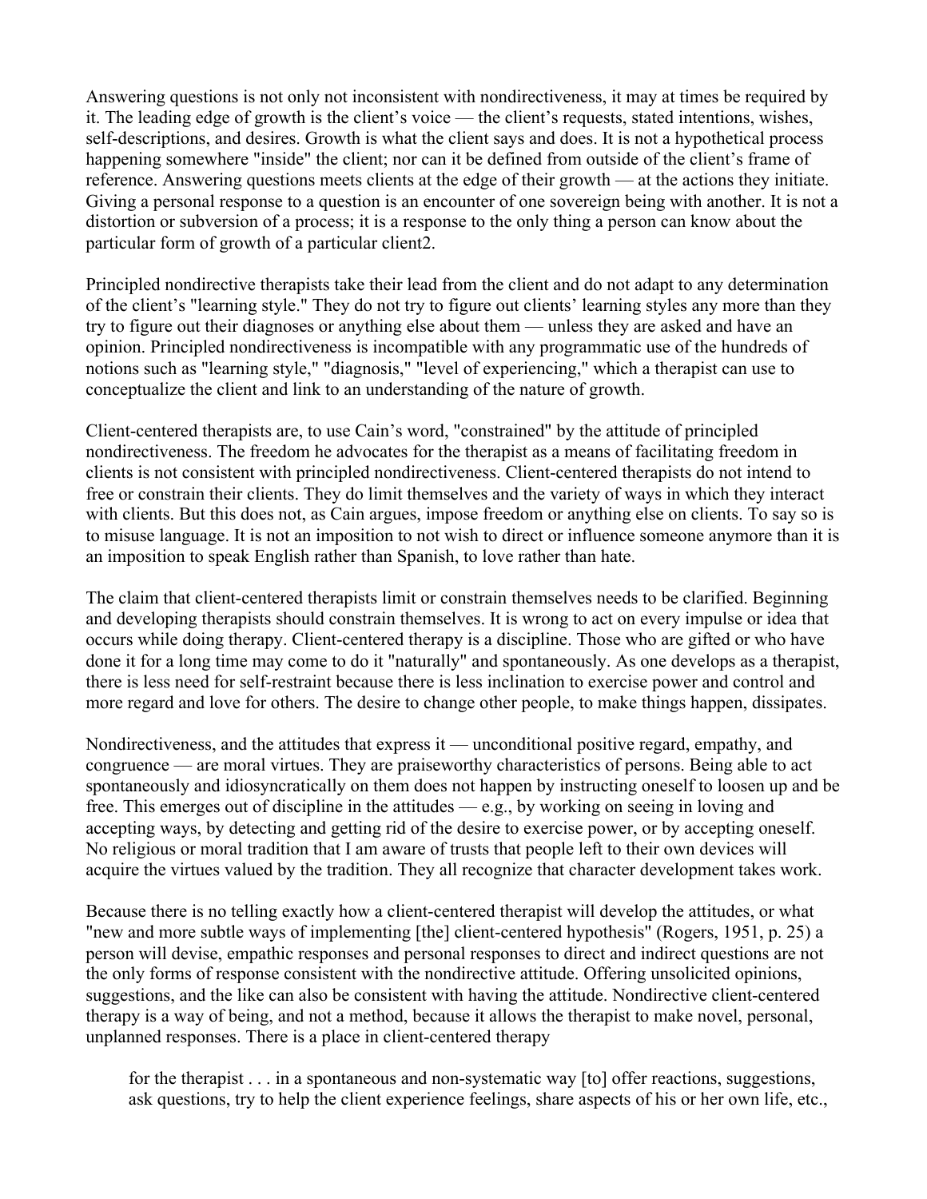Answering questions is not only not inconsistent with nondirectiveness, it may at times be required by it. The leading edge of growth is the client's voice — the client's requests, stated intentions, wishes, self-descriptions, and desires. Growth is what the client says and does. It is not a hypothetical process happening somewhere "inside" the client; nor can it be defined from outside of the client's frame of reference. Answering questions meets clients at the edge of their growth — at the actions they initiate. Giving a personal response to a question is an encounter of one sovereign being with another. It is not a distortion or subversion of a process; it is a response to the only thing a person can know about the particular form of growth of a particular client[2].

Principled nondirective therapists take their lead from the client and do not adapt to any determination of the client's "learning style." They do not try to figure out clients' learning styles any more than they try to figure out their diagnoses or anything else about them — unless they are asked and have an opinion. Principled nondirectiveness is incompatible with any programmatic use of the hundreds of notions such as "learning style," "diagnosis," "level of experiencing," which a therapist can use to conceptualize the client and link to an understanding of the nature of growth.

Client-centered therapists are, to use Cain's word, "constrained" by the attitude of principled nondirectiveness. The freedom he advocates for the therapist as a means of facilitating freedom in clients is not consistent with principled nondirectiveness. Client-centered therapists do not intend to free or constrain their clients. They do limit themselves and the variety of ways in which they interact with clients. But this does not, as Cain argues, impose freedom or anything else on clients. To say so is to misuse language. It is not an imposition to not wish to direct or influence someone anymore than it is an imposition to speak English rather than Spanish, to love rather than hate.

The claim that client-centered therapists limit or constrain themselves needs to be clarified. Beginning and developing therapists should constrain themselves. It is wrong to act on every impulse or idea that occurs while doing therapy. Client-centered therapy is a discipline. Those who are gifted or who have done it for a long time may come to do it "naturally" and spontaneously. As one develops as a therapist, there is less need for self-restraint because there is less inclination to exercise power and control and more regard and love for others. The desire to change other people, to make things happen, dissipates.

Nondirectiveness, and the attitudes that express it — unconditional positive regard, empathy, and congruence — are moral virtues. They are praiseworthy characteristics of persons. Being able to act spontaneously and idiosyncratically on them does not happen by instructing oneself to loosen up and be free. This emerges out of discipline in the attitudes — e.g., by working on seeing in loving and accepting ways, by detecting and getting rid of the desire to exercise power, or by accepting oneself. No religious or moral tradition that I am aware of trusts that people left to their own devices will acquire the virtues valued by the tradition. They all recognize that character development takes work.

Because there is no telling exactly how a client-centered therapist will develop the attitudes, or what "new and more subtle ways of implementing [the] client-centered hypothesis" (Rogers, 1951, p. 25) a person will devise, empathic responses and personal responses to direct and indirect questions are not the only forms of response consistent with the nondirective attitude. Offering unsolicited opinions, suggestions, and the like can also be consistent with having the attitude. Nondirective client-centered therapy is a way of being, and not a method, because it allows the therapist to make novel, personal, unplanned responses. There is a place in client-centered therapy

> for the therapist . . . in a spontaneous and non-systematic way [to] offer reactions, suggestions, ask questions, try to help the client experience feelings, share aspects of his or her own life, etc.,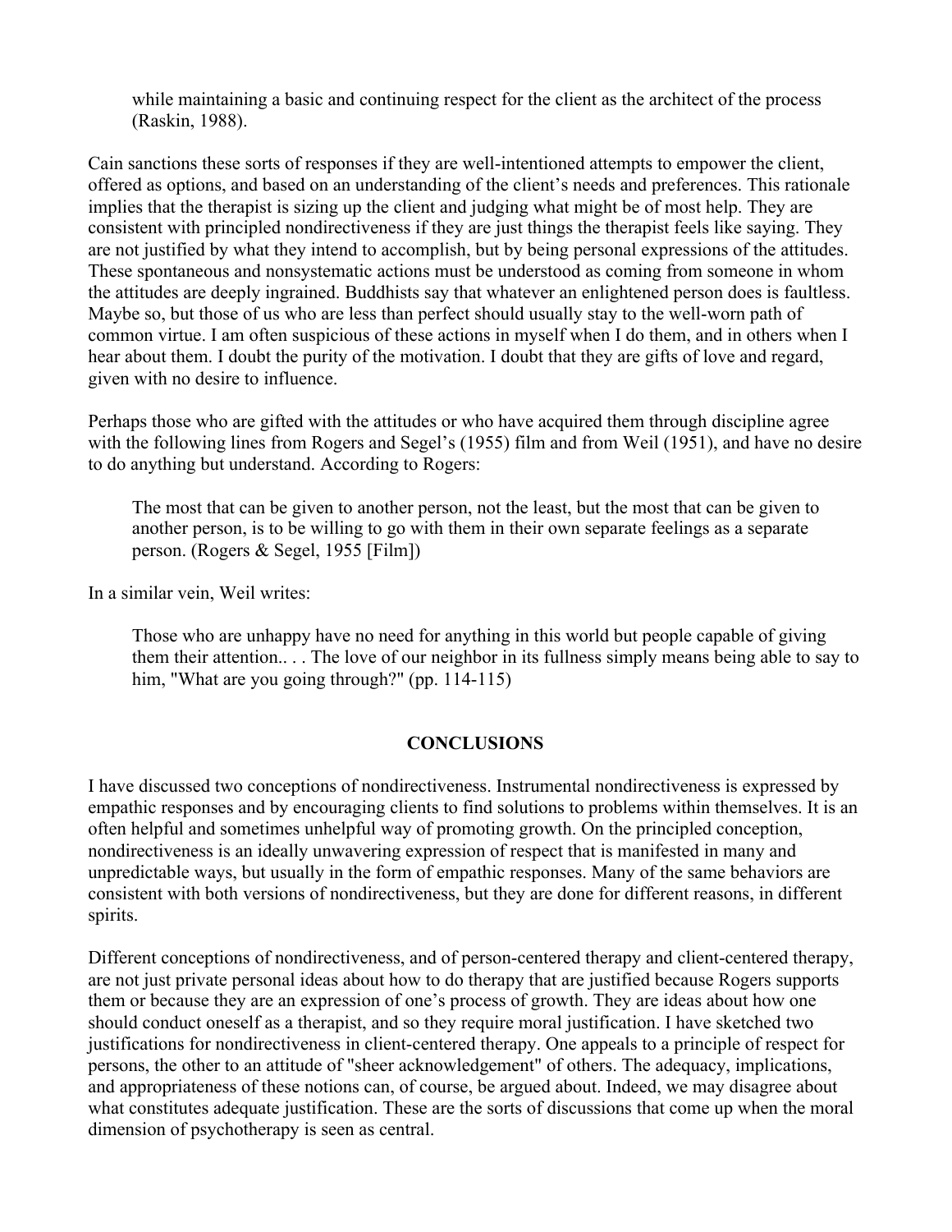> while maintaining a basic and continuing respect for the client as the architect of the process (Raskin, 1988).

Cain sanctions these sorts of responses if they are well-intentioned attempts to empower the client, offered as options, and based on an understanding of the client's needs and preferences. This rationale implies that the therapist is sizing up the client and judging what might be of most help. They are consistent with principled nondirectiveness if they are just things the therapist feels like saying. They are not justified by what they intend to accomplish, but by being personal expressions of the attitudes. These spontaneous and nonsystematic actions must be understood as coming from someone in whom the attitudes are deeply ingrained. Buddhists say that whatever an enlightened person does is faultless. Maybe so, but those of us who are less than perfect should usually stay to the well-worn path of common virtue. I am often suspicious of these actions in myself when I do them, and in others when I hear about them. I doubt the purity of the motivation. I doubt that they are gifts of love and regard, given with no desire to influence.

Perhaps those who are gifted with the attitudes or who have acquired them through discipline agree with the following lines from Rogers and Segel's (1955) film and from Weil (1951), and have no desire to do anything but understand. According to Rogers:

> The most that can be given to another person, not the least, but the most that can be given to another person, is to be willing to go with them in their own separate feelings as a separate person. (Rogers & Segel, 1955 [Film])

In a similar vein, Weil writes:

> Those who are unhappy have no need for anything in this world but people capable of giving them their attention.. . . The love of our neighbor in its fullness simply means being able to say to him, "What are you going through?" (pp. 114-115)

## CONCLUSIONS

I have discussed two conceptions of nondirectiveness. Instrumental nondirectiveness is expressed by empathic responses and by encouraging clients to find solutions to problems within themselves. It is an often helpful and sometimes unhelpful way of promoting growth. On the principled conception, nondirectiveness is an ideally unwavering expression of respect that is manifested in many and unpredictable ways, but usually in the form of empathic responses. Many of the same behaviors are consistent with both versions of nondirectiveness, but they are done for different reasons, in different spirits.

Different conceptions of nondirectiveness, and of person-centered therapy and client-centered therapy, are not just private personal ideas about how to do therapy that are justified because Rogers supports them or because they are an expression of one's process of growth. They are ideas about how one should conduct oneself as a therapist, and so they require moral justification. I have sketched two justifications for nondirectiveness in client-centered therapy. One appeals to a principle of respect for persons, the other to an attitude of "sheer acknowledgement" of others. The adequacy, implications, and appropriateness of these notions can, of course, be argued about. Indeed, we may disagree about what constitutes adequate justification. These are the sorts of discussions that come up when the moral dimension of psychotherapy is seen as central.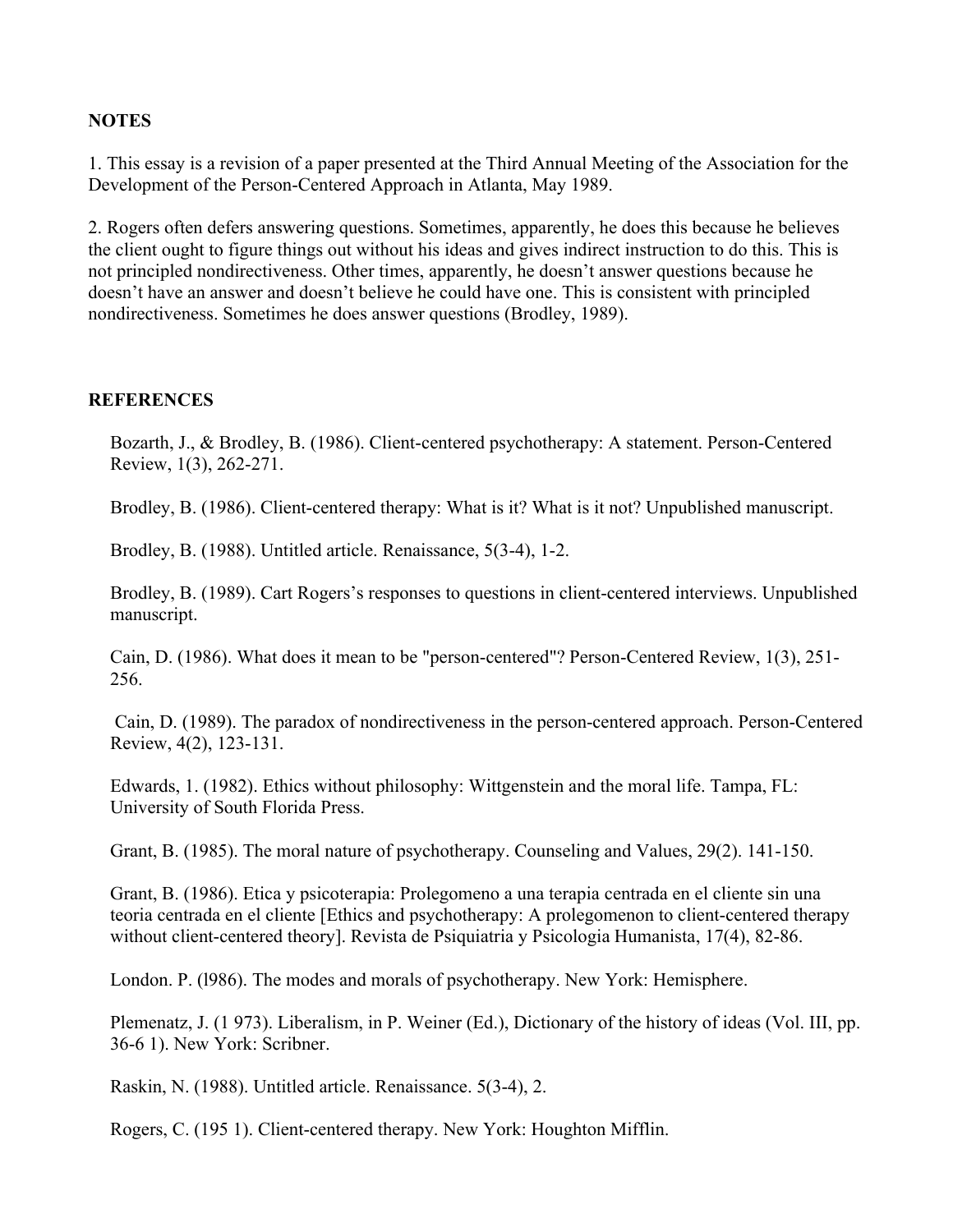**NOTES**

1. This essay is a revision of a paper presented at the Third Annual Meeting of the Association for the Development of the Person-Centered Approach in Atlanta, May 1989.

2. Rogers often defers answering questions. Sometimes, apparently, he does this because he believes the client ought to figure things out without his ideas and gives indirect instruction to do this. This is not principled nondirectiveness. Other times, apparently, he doesn't answer questions because he doesn't have an answer and doesn't believe he could have one. This is consistent with principled nondirectiveness. Sometimes he does answer questions (Brodley, 1989).

**REFERENCES**

Bozarth, J., & Brodley, B. (1986). Client-centered psychotherapy: A statement. Person-Centered Review, 1(3), 262-271.

Brodley, B. (1986). Client-centered therapy: What is it? What is it not? Unpublished manuscript.

Brodley, B. (1988). Untitled article. Renaissance, 5(3-4), 1-2.

Brodley, B. (1989). Cart Rogers's responses to questions in client-centered interviews. Unpublished manuscript.

Cain, D. (1986). What does it mean to be "person-centered"? Person-Centered Review, 1(3), 251-256.

Cain, D. (1989). The paradox of nondirectiveness in the person-centered approach. Person-Centered Review, 4(2), 123-131.

Edwards, 1. (1982). Ethics without philosophy: Wittgenstein and the moral life. Tampa, FL: University of South Florida Press.

Grant, B. (1985). The moral nature of psychotherapy. Counseling and Values, 29(2). 141-150.

Grant, B. (1986). Etica y psicoterapia: Prolegomeno a una terapia centrada en el cliente sin una teoria centrada en el cliente [Ethics and psychotherapy: A prolegomenon to client-centered therapy without client-centered theory]. Revista de Psiquiatria y Psicologia Humanista, 17(4), 82-86.

London. P. (l986). The modes and morals of psychotherapy. New York: Hemisphere.

Plemenatz, J. (1 973). Liberalism, in P. Weiner (Ed.), Dictionary of the history of ideas (Vol. III, pp. 36-6 1). New York: Scribner.

Raskin, N. (1988). Untitled article. Renaissance. 5(3-4), 2.

Rogers, C. (195 1). Client-centered therapy. New York: Houghton Mifflin.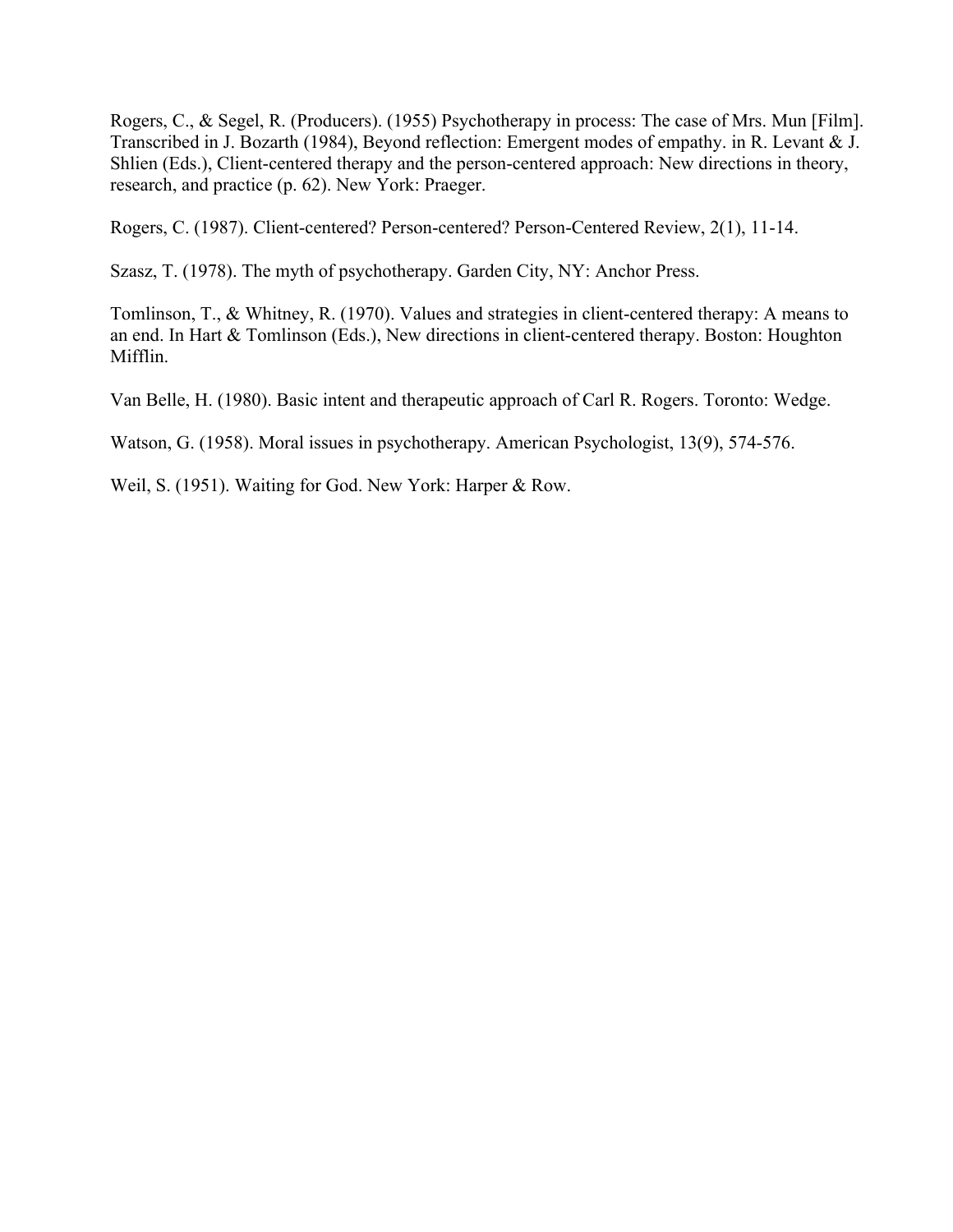Rogers, C., & Segel, R. (Producers). (1955) Psychotherapy in process: The case of Mrs. Mun [Film]. Transcribed in J. Bozarth (1984), Beyond reflection: Emergent modes of empathy. in R. Levant & J. Shlien (Eds.), Client-centered therapy and the person-centered approach: New directions in theory, research, and practice (p. 62). New York: Praeger.

Rogers, C. (1987). Client-centered? Person-centered? Person-Centered Review, 2(1), 11-14.

Szasz, T. (1978). The myth of psychotherapy. Garden City, NY: Anchor Press.

Tomlinson, T., & Whitney, R. (1970). Values and strategies in client-centered therapy: A means to an end. In Hart & Tomlinson (Eds.), New directions in client-centered therapy. Boston: Houghton Mifflin.

Van Belle, H. (1980). Basic intent and therapeutic approach of Carl R. Rogers. Toronto: Wedge.

Watson, G. (1958). Moral issues in psychotherapy. American Psychologist, 13(9), 574-576.

Weil, S. (1951). Waiting for God. New York: Harper & Row.